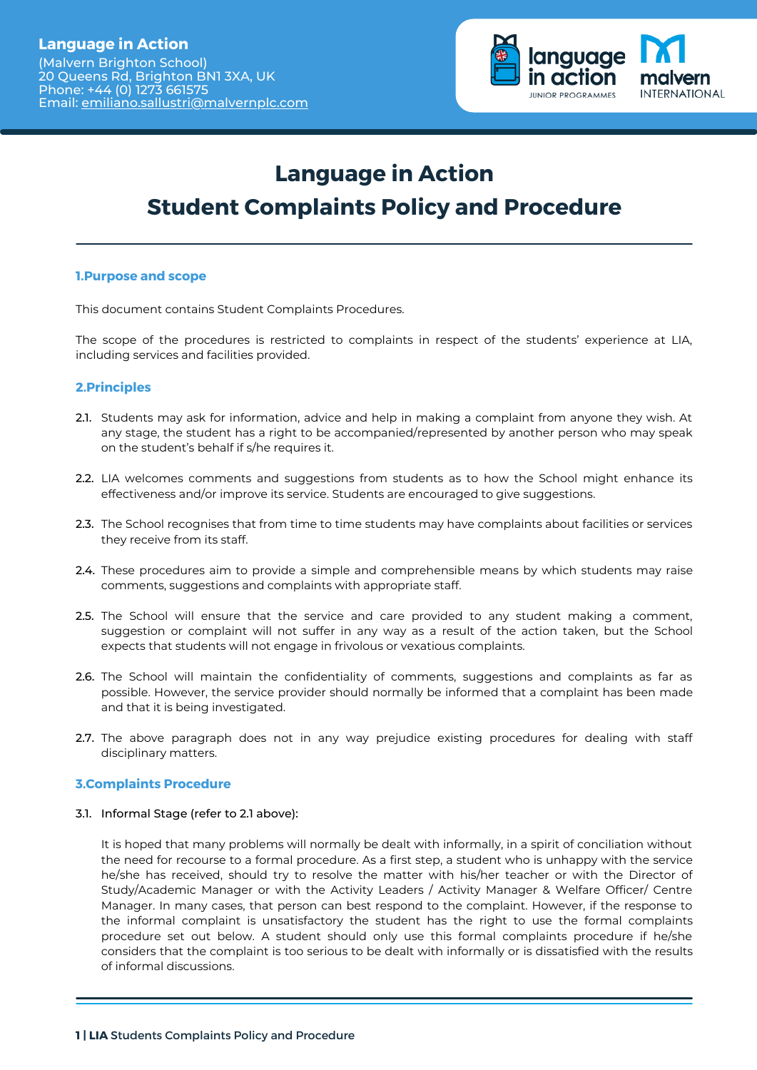**Language in Action**
(Malvern Brighton School)
20 Queens Rd, Brighton BN1 3XA, UK
Phone: +44 (0) 1273 661575
Email: emiliano.sallustri@malvernplc.com

# Language in Action
# Student Complaints Policy and Procedure

## 1.Purpose and scope

This document contains Student Complaints Procedures.

The scope of the procedures is restricted to complaints in respect of the students' experience at LIA, including services and facilities provided.

## 2.Principles

2.1. Students may ask for information, advice and help in making a complaint from anyone they wish. At any stage, the student has a right to be accompanied/represented by another person who may speak on the student's behalf if s/he requires it.

2.2. LIA welcomes comments and suggestions from students as to how the School might enhance its effectiveness and/or improve its service. Students are encouraged to give suggestions.

2.3. The School recognises that from time to time students may have complaints about facilities or services they receive from its staff.

2.4. These procedures aim to provide a simple and comprehensible means by which students may raise comments, suggestions and complaints with appropriate staff.

2.5. The School will ensure that the service and care provided to any student making a comment, suggestion or complaint will not suffer in any way as a result of the action taken, but the School expects that students will not engage in frivolous or vexatious complaints.

2.6. The School will maintain the confidentiality of comments, suggestions and complaints as far as possible. However, the service provider should normally be informed that a complaint has been made and that it is being investigated.

2.7. The above paragraph does not in any way prejudice existing procedures for dealing with staff disciplinary matters.

## 3.Complaints Procedure

3.1. Informal Stage (refer to 2.1 above):

It is hoped that many problems will normally be dealt with informally, in a spirit of conciliation without the need for recourse to a formal procedure. As a first step, a student who is unhappy with the service he/she has received, should try to resolve the matter with his/her teacher or with the Director of Study/Academic Manager or with the Activity Leaders / Activity Manager & Welfare Officer/ Centre Manager. In many cases, that person can best respond to the complaint. However, if the response to the informal complaint is unsatisfactory the student has the right to use the formal complaints procedure set out below. A student should only use this formal complaints procedure if he/she considers that the complaint is too serious to be dealt with informally or is dissatisfied with the results of informal discussions.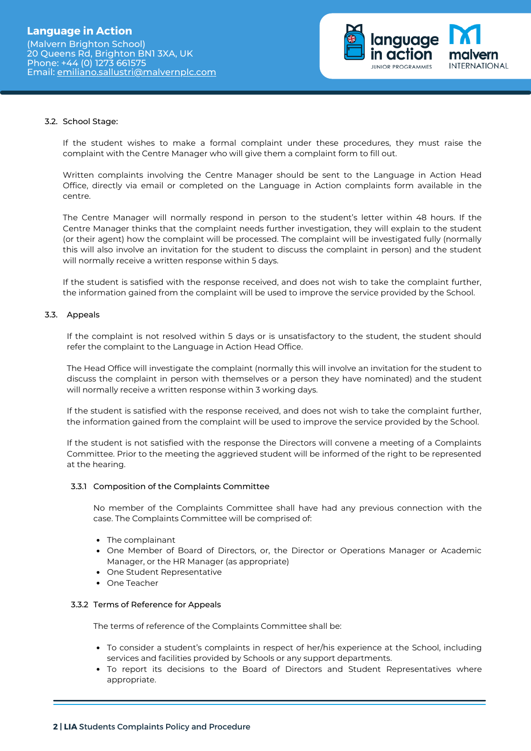### 3.2. School Stage:

If the student wishes to make a formal complaint under these procedures, they must raise the complaint with the Centre Manager who will give them a complaint form to fill out.

Written complaints involving the Centre Manager should be sent to the Language in Action Head Office, directly via email or completed on the Language in Action complaints form available in the centre.

The Centre Manager will normally respond in person to the student's letter within 48 hours. If the Centre Manager thinks that the complaint needs further investigation, they will explain to the student (or their agent) how the complaint will be processed. The complaint will be investigated fully (normally this will also involve an invitation for the student to discuss the complaint in person) and the student will normally receive a written response within 5 days.

If the student is satisfied with the response received, and does not wish to take the complaint further, the information gained from the complaint will be used to improve the service provided by the School.

### 3.3. Appeals

If the complaint is not resolved within 5 days or is unsatisfactory to the student, the student should refer the complaint to the Language in Action Head Office.

The Head Office will investigate the complaint (normally this will involve an invitation for the student to discuss the complaint in person with themselves or a person they have nominated) and the student will normally receive a written response within 3 working days.

If the student is satisfied with the response received, and does not wish to take the complaint further, the information gained from the complaint will be used to improve the service provided by the School.

If the student is not satisfied with the response the Directors will convene a meeting of a Complaints Committee. Prior to the meeting the aggrieved student will be informed of the right to be represented at the hearing.

#### 3.3.1 Composition of the Complaints Committee

No member of the Complaints Committee shall have had any previous connection with the case. The Complaints Committee will be comprised of:

- The complainant
- One Member of Board of Directors, or, the Director or Operations Manager or Academic Manager, or the HR Manager (as appropriate)
- One Student Representative
- One Teacher

#### 3.3.2 Terms of Reference for Appeals

The terms of reference of the Complaints Committee shall be:

- To consider a student's complaints in respect of her/his experience at the School, including services and facilities provided by Schools or any support departments.
- To report its decisions to the Board of Directors and Student Representatives where appropriate.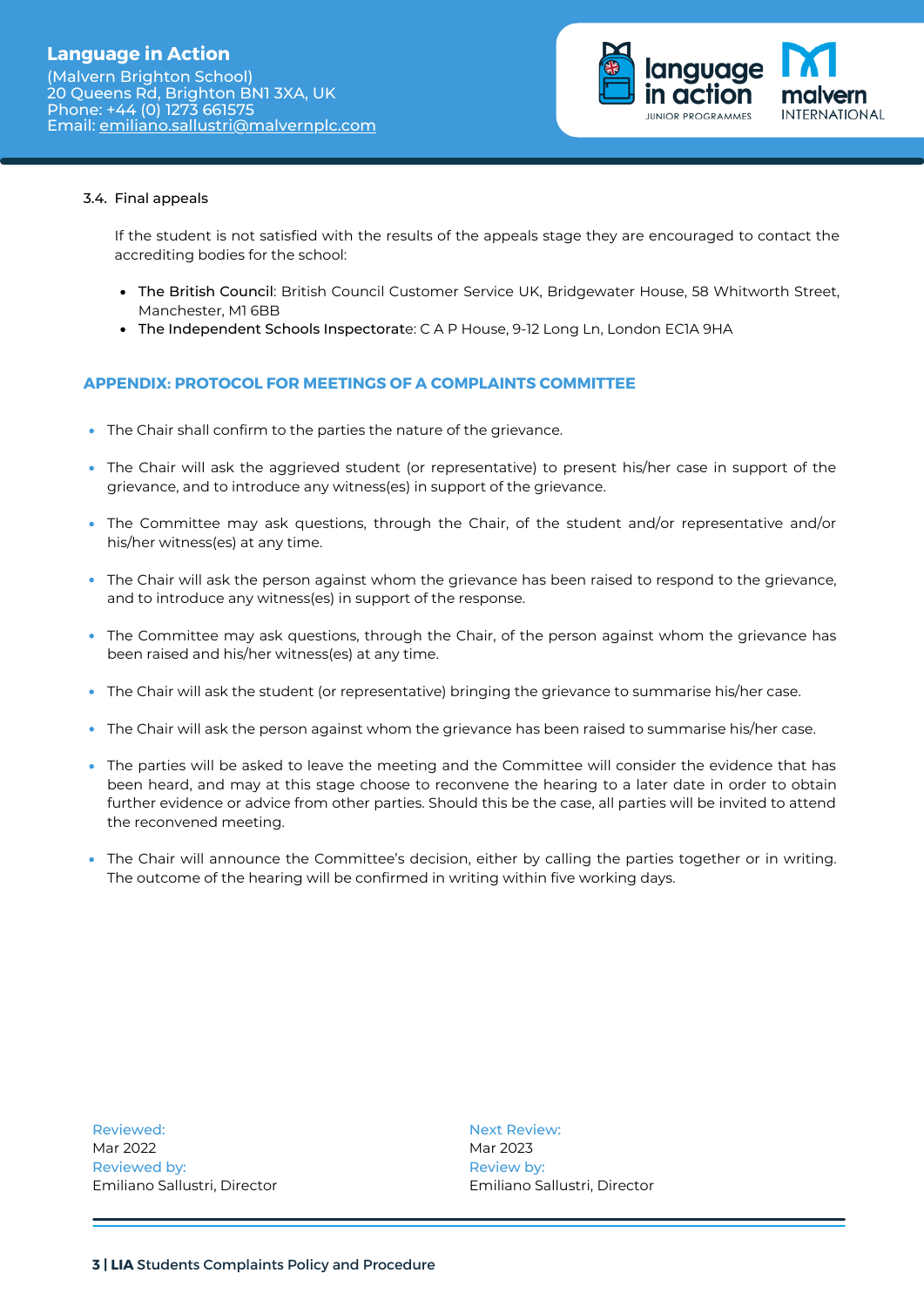### 3.4. Final appeals

If the student is not satisfied with the results of the appeals stage they are encouraged to contact the accrediting bodies for the school:

- The British Council: British Council Customer Service UK, Bridgewater House, 58 Whitworth Street, Manchester, M1 6BB
- The Independent Schools Inspectorate: C A P House, 9-12 Long Ln, London EC1A 9HA

## APPENDIX: PROTOCOL FOR MEETINGS OF A COMPLAINTS COMMITTEE

- The Chair shall confirm to the parties the nature of the grievance.
- The Chair will ask the aggrieved student (or representative) to present his/her case in support of the grievance, and to introduce any witness(es) in support of the grievance.
- The Committee may ask questions, through the Chair, of the student and/or representative and/or his/her witness(es) at any time.
- The Chair will ask the person against whom the grievance has been raised to respond to the grievance, and to introduce any witness(es) in support of the response.
- The Committee may ask questions, through the Chair, of the person against whom the grievance has been raised and his/her witness(es) at any time.
- The Chair will ask the student (or representative) bringing the grievance to summarise his/her case.
- The Chair will ask the person against whom the grievance has been raised to summarise his/her case.
- The parties will be asked to leave the meeting and the Committee will consider the evidence that has been heard, and may at this stage choose to reconvene the hearing to a later date in order to obtain further evidence or advice from other parties. Should this be the case, all parties will be invited to attend the reconvened meeting.
- The Chair will announce the Committee's decision, either by calling the parties together or in writing. The outcome of the hearing will be confirmed in writing within five working days.

Reviewed:
Mar 2022
Reviewed by:
Emiliano Sallustri, Director

Next Review:
Mar 2023
Review by:
Emiliano Sallustri, Director